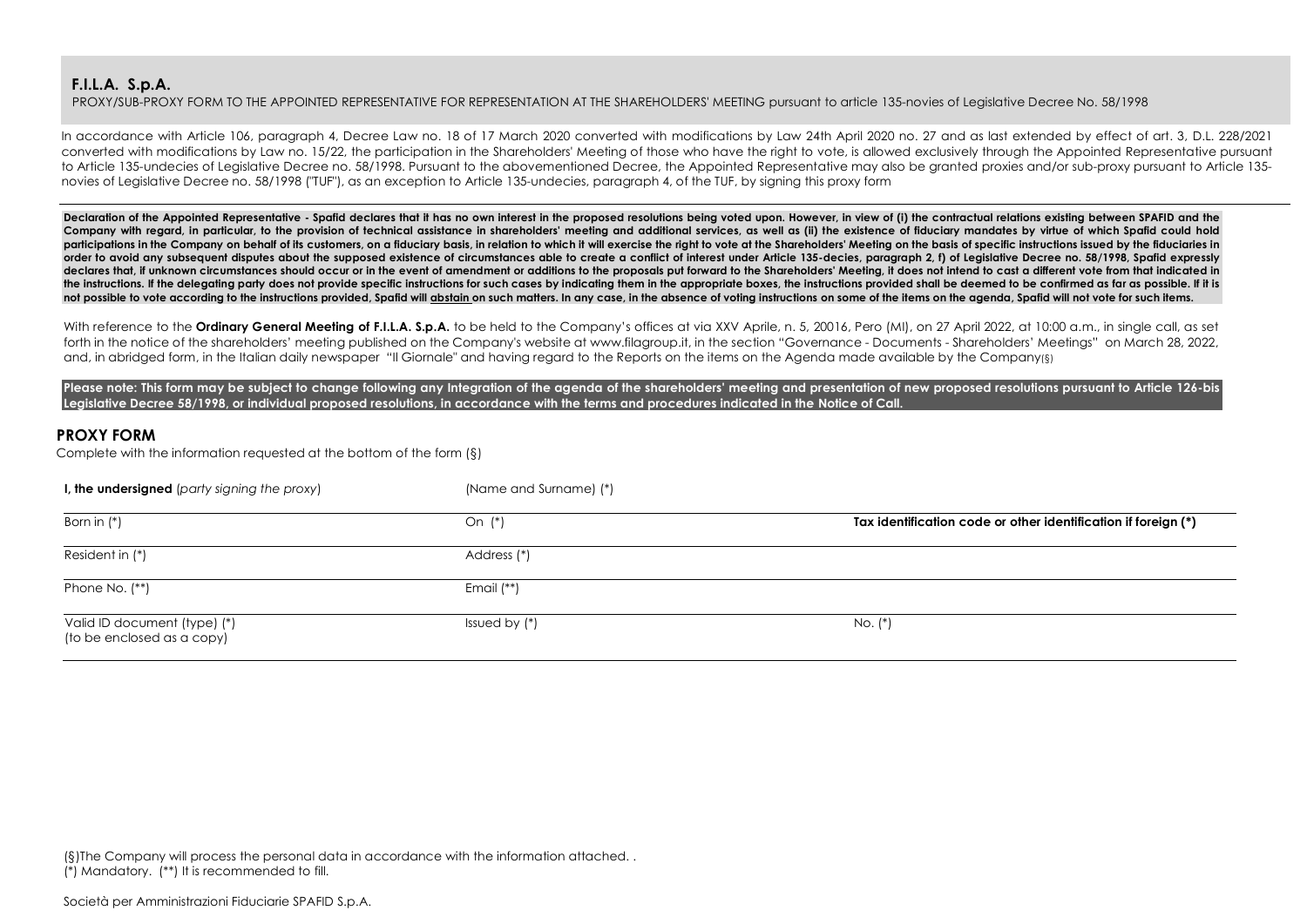**F.I.L.A. S.p.A.**

PROXY/SUB-PROXY FORM TO THE APPOINTED REPRESENTATIVE FOR REPRESENTATION AT THE SHAREHOLDERS' MEETING pursuant to article 135-novies of Legislative Decree No. 58/1998

In accordance with Article 106, paragraph 4, Decree Law no. 18 of 17 March 2020 converted with modifications by Law 24th April 2020 no. 27 and as last extended by effect of art. 3, D.L. 228/2021 converted with modifications by Law no. 15/22, the participation in the Shareholders' Meeting of those who have the right to vote, is allowed exclusively through the Appointed Representative pursuant to Article 135-undecies of Legislative Decree no. 58/1998. Pursuant to the abovementioned Decree, the Appointed Representative may also be granted proxies and/or sub-proxy pursuant to Article 135-novies of Legislative Decree no. 58/1998 ("TUF"), as an exception to Article 135-undecies, paragraph 4, of the TUF, by signing this proxy form

**Declaration of the Appointed Representative - Spafid declares that it has no own interest in the proposed resolutions being voted upon. However, in view of (i) the contractual relations existing between SPAFID and the Company with regard, in particular, to the provision of technical assistance in shareholders' meeting and additional services, as well as (ii) the existence of fiduciary mandates by virtue of which Spafid could hold participations in the Company on behalf of its customers, on a fiduciary basis, in relation to which it will exercise the right to vote at the Shareholders' Meeting on the basis of specific instructions issued by the fiduciaries in order to avoid any subsequent disputes about the supposed existence of circumstances able to create a conflict of interest under Article 135-decies, paragraph 2, f) of Legislative Decree no. 58/1998, Spafid expressly declares that, if unknown circumstances should occur or in the event of amendment or additions to the proposals put forward to the Shareholders' Meeting, it does not intend to cast a different vote from that indicated in the instructions. If the delegating party does not provide specific instructions for such cases by indicating them in the appropriate boxes, the instructions provided shall be deemed to be confirmed as far as possible. If it is not possible to vote according to the instructions provided, Spafid will <u>abstain</u> on such matters. In any case, in the absence of voting instructions on some of the items on the agenda, Spafid will not vote for such items.**

With reference to the **Ordinary General Meeting of F.I.L.A. S.p.A.** to be held to the Company's offices at via XXV Aprile, n. 5, 20016, Pero (MI), on 27 April 2022, at 10:00 a.m., in single call, as set forth in the notice of the shareholders' meeting published on the Company's website at www.filagroup.it, in the section "Governance - Documents - Shareholders' Meetings" on March 28, 2022, and, in abridged form, in the Italian daily newspaper "Il Giornale" and having regard to the Reports on the items on the Agenda made available by the Company(§)

**Please note: This form may be subject to change following any integration of the agenda of the shareholders' meeting and presentation of new proposed resolutions pursuant to Article 126-bis Legislative Decree 58/1998, or individual proposed resolutions, in accordance with the terms and procedures indicated in the Notice of Call.**

## PROXY FORM

Complete with the information requested at the bottom of the form (§)

| **I, the undersigned** (*party signing the proxy*) | (Name and Surname) (*) | |
|---|---|---|
| Born in (*) | On (*) | **Tax identification code or other identification if foreign (*)** |
| Resident in (*) | Address (*) | |
| Phone No. (**) | Email (**) | |
| Valid ID document (type) (*) (to be enclosed as a copy) | Issued by (*) | No. (*) |

(§)The Company will process the personal data in accordance with the information attached. .
(*) Mandatory. (**) It is recommended to fill.

Società per Amministrazioni Fiduciarie SPAFID S.p.A.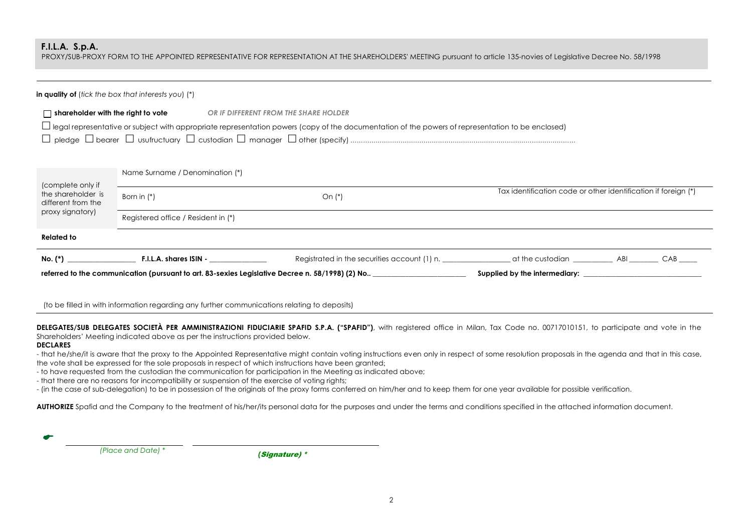**F.I.L.A. S.p.A.**

PROXY/SUB-PROXY FORM TO THE APPOINTED REPRESENTATIVE FOR REPRESENTATION AT THE SHAREHOLDERS' MEETING pursuant to article 135-novies of Legislative Decree No. 58/1998

---

**in quality of** (*tick the box that interests you*) (*)

☐ **shareholder with the right to vote** ***OR IF DIFFERENT FROM THE SHARE HOLDER***

☐ legal representative or subject with appropriate representation powers (copy of the documentation of the powers of representation to be enclosed)

☐ pledge ☐ bearer ☐ usufructuary ☐ custodian ☐ manager ☐ other (specify) ..........................................................................................................

| (complete only if the shareholder is different from the proxy signatory) | Name Surname / Denomination (*) | | |
|---|---|---|---|
| | Born in (*) | On (*) | Tax identification code or other identification if foreign (*) |
| | Registered office / Resident in (*) | | |

**Related to**

**No. (*)** ________________ **F.I.L.A. shares ISIN -** ______________ Registrated in the securities account (1) n. ________________ at the custodian __________ ABI _______ CAB _____

**referred to the communication (pursuant to art. 83-sexies Legislative Decree n. 58/1998) (2) No..** ________________________ **Supplied by the intermediary:** ______________________________

(to be filled in with information regarding any further communications relating to deposits)

---

**DELEGATES/SUB DELEGATES SOCIETÀ PER AMMINISTRAZIONI FIDUCIARIE SPAFID S.P.A. ("SPAFID")**, with registered office in Milan, Tax Code no. 00717010151, to participate and vote in the Shareholders' Meeting indicated above as per the instructions provided below.

**DECLARES**

- that he/she/it is aware that the proxy to the Appointed Representative might contain voting instructions even only in respect of some resolution proposals in the agenda and that in this case, the vote shall be expressed for the sole proposals in respect of which instructions have been granted;
- to have requested from the custodian the communication for participation in the Meeting as indicated above;
- that there are no reasons for incompatibility or suspension of the exercise of voting rights;
- (in the case of sub-delegation) to be in possession of the originals of the proxy forms conferred on him/her and to keep them for one year available for possible verification.

**AUTHORIZE** Spafid and the Company to the treatment of his/her/its personal data for the purposes and under the terms and conditions specified in the attached information document.

☛ ______________________ ______________________________

*(Place and Date) \** ***(Signature) \****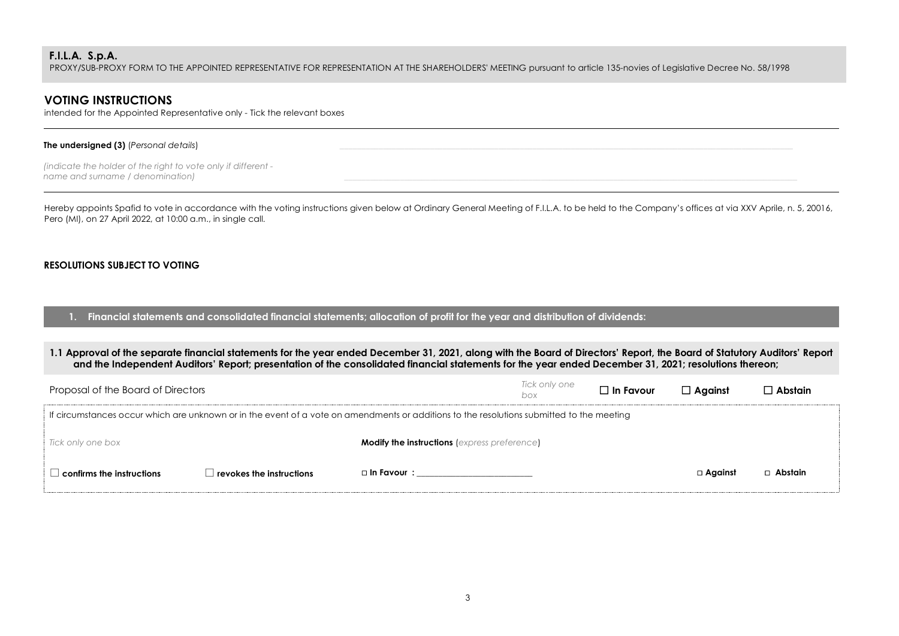**F.I.L.A. S.p.A.**
PROXY/SUB-PROXY FORM TO THE APPOINTED REPRESENTATIVE FOR REPRESENTATION AT THE SHAREHOLDERS' MEETING pursuant to article 135-novies of Legislative Decree No. 58/1998

## VOTING INSTRUCTIONS

intended for the Appointed Representative only - Tick the relevant boxes

**The undersigned (3)** (*Personal details*) ______________________________________________

*(indicate the holder of the right to vote only if different - name and surname / denomination)* ______________________________________________

Hereby appoints Spafid to vote in accordance with the voting instructions given below at Ordinary General Meeting of F.I.L.A. to be held to the Company's offices at via XXV Aprile, n. 5, 20016, Pero (MI), on 27 April 2022, at 10:00 a.m., in single call.

**RESOLUTIONS SUBJECT TO VOTING**

### 1. Financial statements and consolidated financial statements; allocation of profit for the year and distribution of dividends:

**1.1 Approval of the separate financial statements for the year ended December 31, 2021, along with the Board of Directors' Report, the Board of Statutory Auditors' Report and the Independent Auditors' Report; presentation of the consolidated financial statements for the year ended December 31, 2021; resolutions thereon;**

| Proposal of the Board of Directors | *Tick only one box* | ☐ **In Favour** | ☐ **Against** | ☐ **Abstain** |
|---|---|---|---|---|

If circumstances occur which are unknown or in the event of a vote on amendments or additions to the resolutions submitted to the meeting

| *Tick only one box* | | **Modify the instructions** (*express preference*) | | |
|---|---|---|---|---|
| ☐ **confirms the instructions** | ☐ **revokes the instructions** | □ **In Favour :** ______________________ | □ **Against** | □ **Abstain** |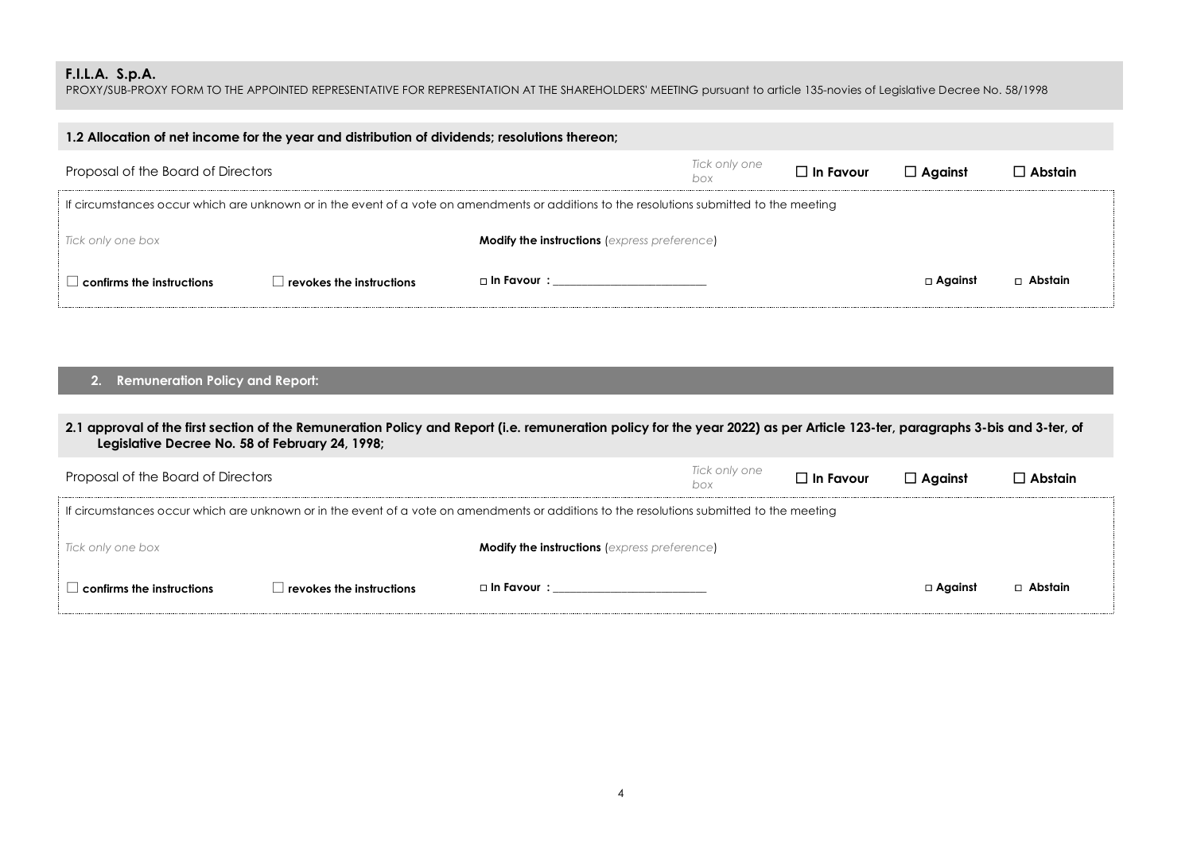**F.I.L.A. S.p.A.**
PROXY/SUB-PROXY FORM TO THE APPOINTED REPRESENTATIVE FOR REPRESENTATION AT THE SHAREHOLDERS' MEETING pursuant to article 135-novies of Legislative Decree No. 58/1998

**1.2 Allocation of net income for the year and distribution of dividends; resolutions thereon;**

| Proposal of the Board of Directors | | *Tick only one box* | ☐ **In Favour** | ☐ **Against** | ☐ **Abstain** |
|---|---|---|---|---|---|

If circumstances occur which are unknown or in the event of a vote on amendments or additions to the resolutions submitted to the meeting

| *Tick only one box* | | **Modify the instructions** (*express preference*) | | |
|---|---|---|---|---|
| ☐ **confirms the instructions** | ☐ **revokes the instructions** | □ **In Favour :** ___________________________ | □ **Against** | □ **Abstain** |

## 2. Remuneration Policy and Report:

**2.1 approval of the first section of the Remuneration Policy and Report (i.e. remuneration policy for the year 2022) as per Article 123-ter, paragraphs 3-bis and 3-ter, of Legislative Decree No. 58 of February 24, 1998;**

| Proposal of the Board of Directors | | *Tick only one box* | ☐ **In Favour** | ☐ **Against** | ☐ **Abstain** |
|---|---|---|---|---|---|

If circumstances occur which are unknown or in the event of a vote on amendments or additions to the resolutions submitted to the meeting

| *Tick only one box* | | **Modify the instructions** (*express preference*) | | |
|---|---|---|---|---|
| ☐ **confirms the instructions** | ☐ **revokes the instructions** | □ **In Favour :** ___________________________ | □ **Against** | □ **Abstain** |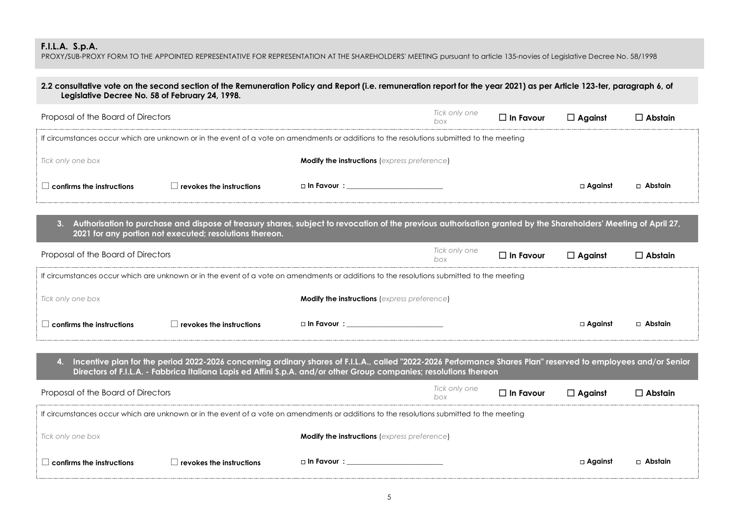**F.I.L.A. S.p.A.**

PROXY/SUB-PROXY FORM TO THE APPOINTED REPRESENTATIVE FOR REPRESENTATION AT THE SHAREHOLDERS' MEETING pursuant to article 135-novies of Legislative Decree No. 58/1998

**2.2 consultative vote on the second section of the Remuneration Policy and Report (i.e. remuneration report for the year 2021) as per Article 123-ter, paragraph 6, of Legislative Decree No. 58 of February 24, 1998.**

| Proposal of the Board of Directors | *Tick only one box* | ☐ **In Favour** | ☐ **Against** | ☐ **Abstain** |
|---|---|---|---|---|

If circumstances occur which are unknown or in the event of a vote on amendments or additions to the resolutions submitted to the meeting

| *Tick only one box* | | **Modify the instructions** (*express preference*) | | |
|---|---|---|---|---|
| ☐ **confirms the instructions** | ☐ **revokes the instructions** | □ **In Favour** : ______________________ | □ **Against** | □ **Abstain** |

**3. Authorisation to purchase and dispose of treasury shares, subject to revocation of the previous authorisation granted by the Shareholders' Meeting of April 27, 2021 for any portion not executed; resolutions thereon.**

| Proposal of the Board of Directors | *Tick only one box* | ☐ **In Favour** | ☐ **Against** | ☐ **Abstain** |
|---|---|---|---|---|

If circumstances occur which are unknown or in the event of a vote on amendments or additions to the resolutions submitted to the meeting

| *Tick only one box* | | **Modify the instructions** (*express preference*) | | |
|---|---|---|---|---|
| ☐ **confirms the instructions** | ☐ **revokes the instructions** | □ **In Favour** : ______________________ | □ **Against** | □ **Abstain** |

**4. Incentive plan for the period 2022-2026 concerning ordinary shares of F.I.L.A., called "2022-2026 Performance Shares Plan" reserved to employees and/or Senior Directors of F.I.L.A. - Fabbrica Italiana Lapis ed Affini S.p.A. and/or other Group companies; resolutions thereon**

| Proposal of the Board of Directors | *Tick only one box* | ☐ **In Favour** | ☐ **Against** | ☐ **Abstain** |
|---|---|---|---|---|

If circumstances occur which are unknown or in the event of a vote on amendments or additions to the resolutions submitted to the meeting

| *Tick only one box* | | **Modify the instructions** (*express preference*) | | |
|---|---|---|---|---|
| ☐ **confirms the instructions** | ☐ **revokes the instructions** | □ **In Favour** : ______________________ | □ **Against** | □ **Abstain** |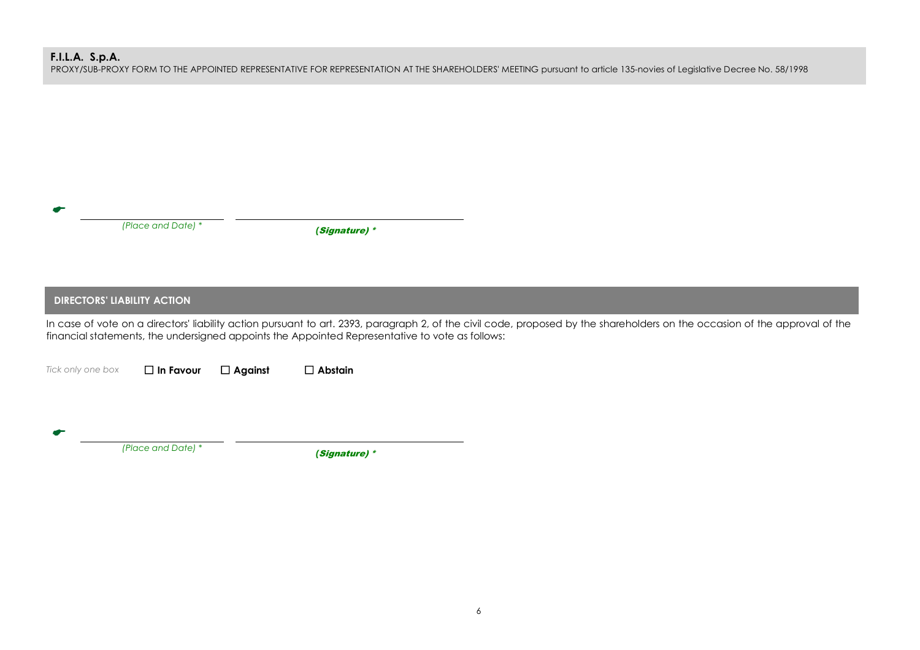**F.I.L.A. S.p.A.**
PROXY/SUB-PROXY FORM TO THE APPOINTED REPRESENTATIVE FOR REPRESENTATION AT THE SHAREHOLDERS' MEETING pursuant to article 135-novies of Legislative Decree No. 58/1998

☛ ______________________ ______________________________
*(Place and Date) ** ***(Signature) ****

## DIRECTORS' LIABILITY ACTION

In case of vote on a directors' liability action pursuant to art. 2393, paragraph 2, of the civil code, proposed by the shareholders on the occasion of the approval of the financial statements, the undersigned appoints the Appointed Representative to vote as follows:

*Tick only one box* ☐ **In Favour** ☐ **Against** ☐ **Abstain**

☛ ______________________ ______________________________
*(Place and Date) ** ***(Signature) ****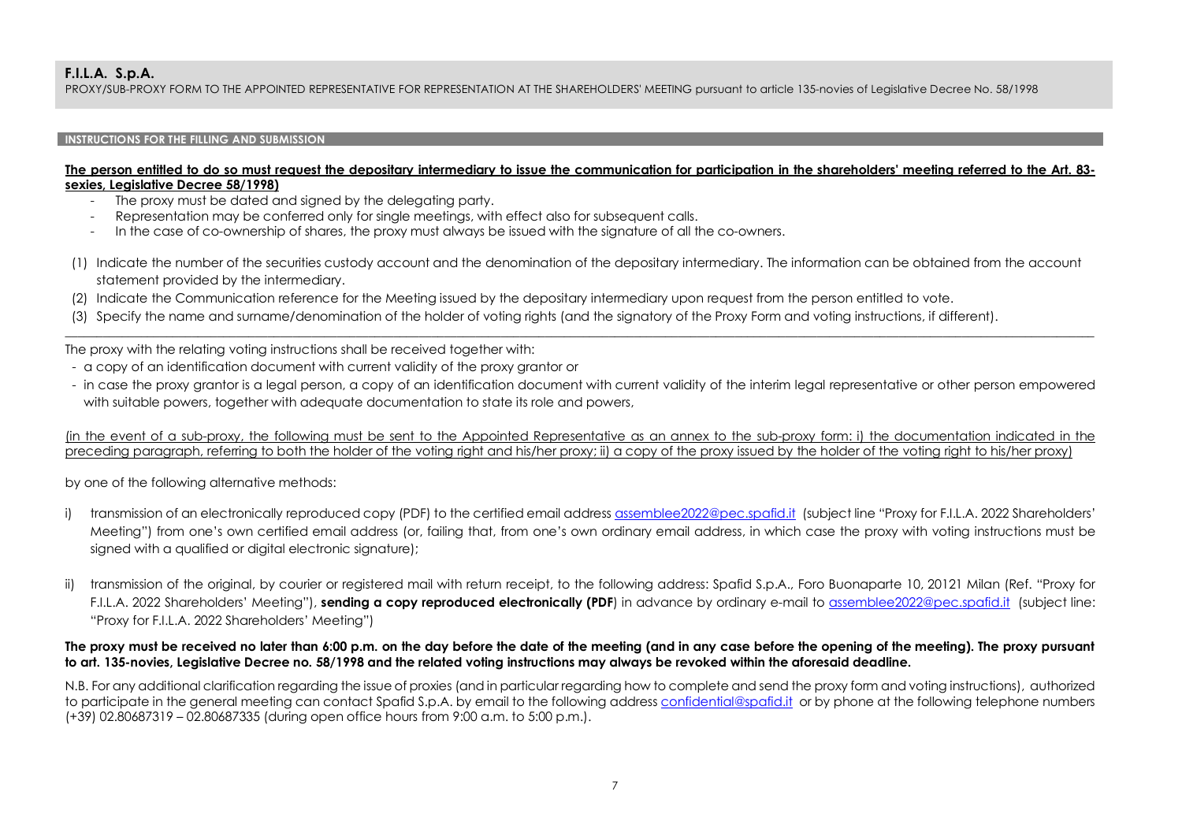**F.I.L.A. S.p.A.**

PROXY/SUB-PROXY FORM TO THE APPOINTED REPRESENTATIVE FOR REPRESENTATION AT THE SHAREHOLDERS' MEETING pursuant to article 135-novies of Legislative Decree No. 58/1998

**INSTRUCTIONS FOR THE FILLING AND SUBMISSION**

**The person entitled to do so must request the depositary intermediary to issue the communication for participation in the shareholders' meeting referred to the Art. 83-sexies, Legislative Decree 58/1998)**

- The proxy must be dated and signed by the delegating party.
- Representation may be conferred only for single meetings, with effect also for subsequent calls.
- In the case of co-ownership of shares, the proxy must always be issued with the signature of all the co-owners.

(1) Indicate the number of the securities custody account and the denomination of the depositary intermediary. The information can be obtained from the account statement provided by the intermediary.

(2) Indicate the Communication reference for the Meeting issued by the depositary intermediary upon request from the person entitled to vote.

(3) Specify the name and surname/denomination of the holder of voting rights (and the signatory of the Proxy Form and voting instructions, if different).

---

The proxy with the relating voting instructions shall be received together with:

- a copy of an identification document with current validity of the proxy grantor or
- in case the proxy grantor is a legal person, a copy of an identification document with current validity of the interim legal representative or other person empowered with suitable powers, together with adequate documentation to state its role and powers,

(in the event of a sub-proxy, the following must be sent to the Appointed Representative as an annex to the sub-proxy form: i) the documentation indicated in the preceding paragraph, referring to both the holder of the voting right and his/her proxy; ii) a copy of the proxy issued by the holder of the voting right to his/her proxy)

by one of the following alternative methods:

i) transmission of an electronically reproduced copy (PDF) to the certified email address assemblee2022@pec.spafid.it (subject line "Proxy for F.I.L.A. 2022 Shareholders' Meeting") from one's own certified email address (or, failing that, from one's own ordinary email address, in which case the proxy with voting instructions must be signed with a qualified or digital electronic signature);

ii) transmission of the original, by courier or registered mail with return receipt, to the following address: Spafid S.p.A., Foro Buonaparte 10, 20121 Milan (Ref. "Proxy for F.I.L.A. 2022 Shareholders' Meeting"), **sending a copy reproduced electronically (PDF**) in advance by ordinary e-mail to assemblee2022@pec.spafid.it (subject line: "Proxy for F.I.L.A. 2022 Shareholders' Meeting")

**The proxy must be received no later than 6:00 p.m. on the day before the date of the meeting (and in any case before the opening of the meeting). The proxy pursuant to art. 135-novies, Legislative Decree no. 58/1998 and the related voting instructions may always be revoked within the aforesaid deadline.**

N.B. For any additional clarification regarding the issue of proxies (and in particular regarding how to complete and send the proxy form and voting instructions), authorized to participate in the general meeting can contact Spafid S.p.A. by email to the following address confidential@spafid.it or by phone at the following telephone numbers (+39) 02.80687319 – 02.80687335 (during open office hours from 9:00 a.m. to 5:00 p.m.).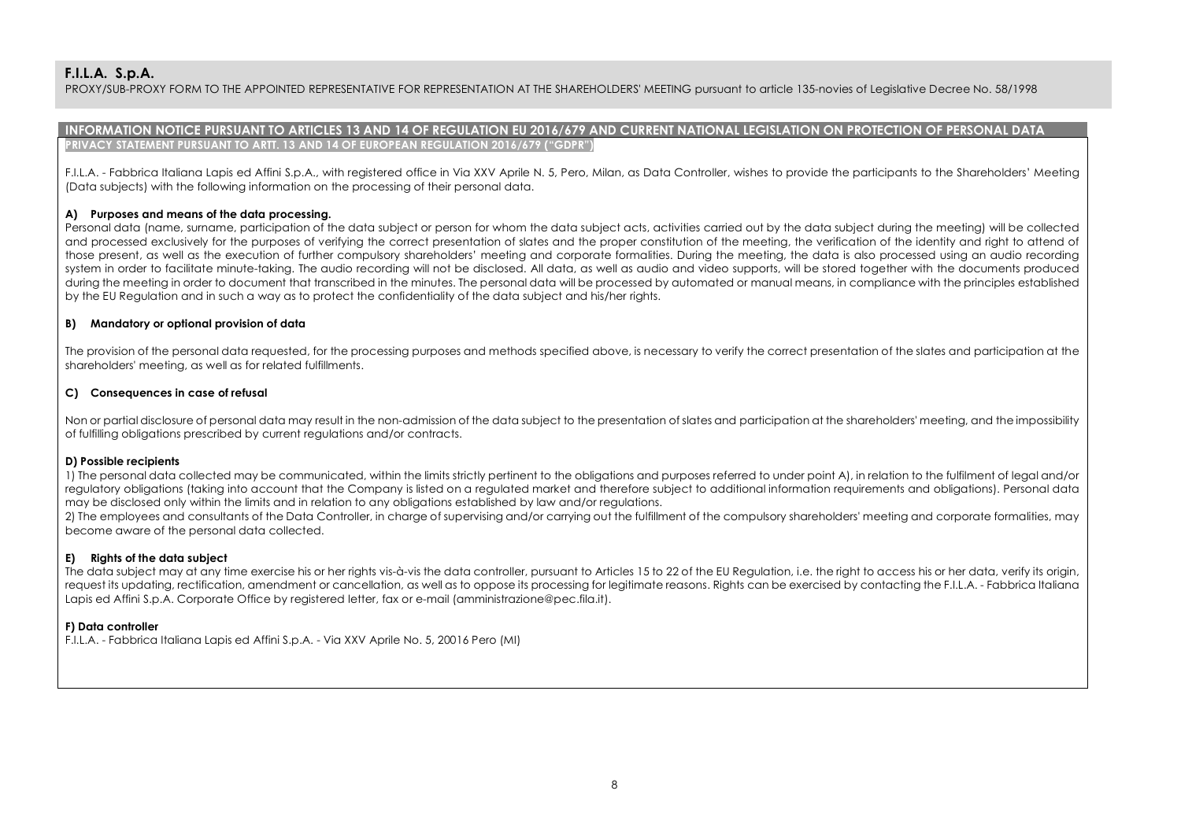**F.I.L.A. S.p.A.**

PROXY/SUB-PROXY FORM TO THE APPOINTED REPRESENTATIVE FOR REPRESENTATION AT THE SHAREHOLDERS' MEETING pursuant to article 135-novies of Legislative Decree No. 58/1998

## INFORMATION NOTICE PURSUANT TO ARTICLES 13 AND 14 OF REGULATION EU 2016/679 AND CURRENT NATIONAL LEGISLATION ON PROTECTION OF PERSONAL DATA

**PRIVACY STATEMENT PURSUANT TO ARTT. 13 AND 14 OF EUROPEAN REGULATION 2016/679 ("GDPR")**

F.I.L.A. - Fabbrica Italiana Lapis ed Affini S.p.A., with registered office in Via XXV Aprile N. 5, Pero, Milan, as Data Controller, wishes to provide the participants to the Shareholders' Meeting (Data subjects) with the following information on the processing of their personal data.

**A) Purposes and means of the data processing.**

Personal data (name, surname, participation of the data subject or person for whom the data subject acts, activities carried out by the data subject during the meeting) will be collected and processed exclusively for the purposes of verifying the correct presentation of slates and the proper constitution of the meeting, the verification of the identity and right to attend of those present, as well as the execution of further compulsory shareholders' meeting and corporate formalities. During the meeting, the data is also processed using an audio recording system in order to facilitate minute-taking. The audio recording will not be disclosed. All data, as well as audio and video supports, will be stored together with the documents produced during the meeting in order to document that transcribed in the minutes. The personal data will be processed by automated or manual means, in compliance with the principles established by the EU Regulation and in such a way as to protect the confidentiality of the data subject and his/her rights.

**B) Mandatory or optional provision of data**

The provision of the personal data requested, for the processing purposes and methods specified above, is necessary to verify the correct presentation of the slates and participation at the shareholders' meeting, as well as for related fulfillments.

**C) Consequences in case of refusal**

Non or partial disclosure of personal data may result in the non-admission of the data subject to the presentation of slates and participation at the shareholders' meeting, and the impossibility of fulfilling obligations prescribed by current regulations and/or contracts.

**D) Possible recipients**

1) The personal data collected may be communicated, within the limits strictly pertinent to the obligations and purposes referred to under point A), in relation to the fulfilment of legal and/or regulatory obligations (taking into account that the Company is listed on a regulated market and therefore subject to additional information requirements and obligations). Personal data may be disclosed only within the limits and in relation to any obligations established by law and/or regulations.

2) The employees and consultants of the Data Controller, in charge of supervising and/or carrying out the fulfillment of the compulsory shareholders' meeting and corporate formalities, may become aware of the personal data collected.

**E) Rights of the data subject**

The data subject may at any time exercise his or her rights vis-à-vis the data controller, pursuant to Articles 15 to 22 of the EU Regulation, i.e. the right to access his or her data, verify its origin, request its updating, rectification, amendment or cancellation, as well as to oppose its processing for legitimate reasons. Rights can be exercised by contacting the F.I.L.A. - Fabbrica Italiana Lapis ed Affini S.p.A. Corporate Office by registered letter, fax or e-mail (amministrazione@pec.fila.it).

**F) Data controller**

F.I.L.A. - Fabbrica Italiana Lapis ed Affini S.p.A. - Via XXV Aprile No. 5, 20016 Pero (MI)